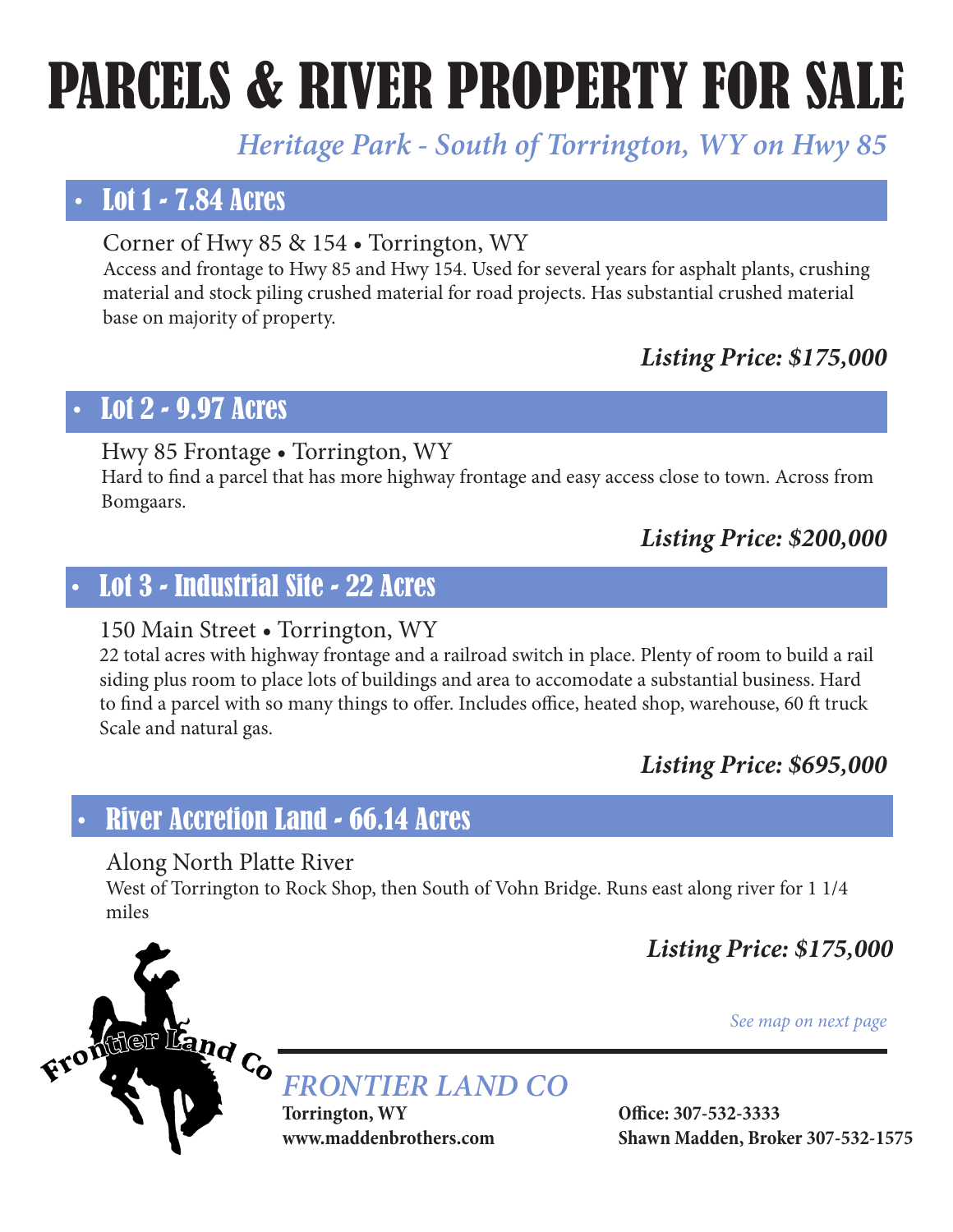# PARCELS & RIVER PROPERTY FOR SALE

*Heritage Park - South of Torrington, WY on Hwy 85*

## • Lot 1 - 7.84 Acres

Corner of Hwy 85 & 154 • Torrington, WY

Access and frontage to Hwy 85 and Hwy 154. Used for several years for asphalt plants, crushing material and stock piling crushed material for road projects. Has substantial crushed material base on majority of property.

***Listing Price: $175,000***

## • Lot 2 - 9.97 Acres

Hwy 85 Frontage • Torrington, WY

Hard to find a parcel that has more highway frontage and easy access close to town. Across from Bomgaars.

***Listing Price: $200,000***

## • Lot 3 - Industrial Site - 22 Acres

150 Main Street • Torrington, WY

22 total acres with highway frontage and a railroad switch in place. Plenty of room to build a rail siding plus room to place lots of buildings and area to accomodate a substantial business. Hard to find a parcel with so many things to offer. Includes office, heated shop, warehouse, 60 ft truck Scale and natural gas.

***Listing Price: $695,000***

## • River Accretion Land - 66.14 Acres

Along North Platte River

West of Torrington to Rock Shop, then South of Vohn Bridge. Runs east along river for 1 1/4 miles

***Listing Price: $175,000***

*See map on next page*

Frontier Land Co

*FRONTIER LAND CO*

**Torrington, WY**
**www.maddenbrothers.com**

**Office: 307-532-3333**
**Shawn Madden, Broker 307-532-1575**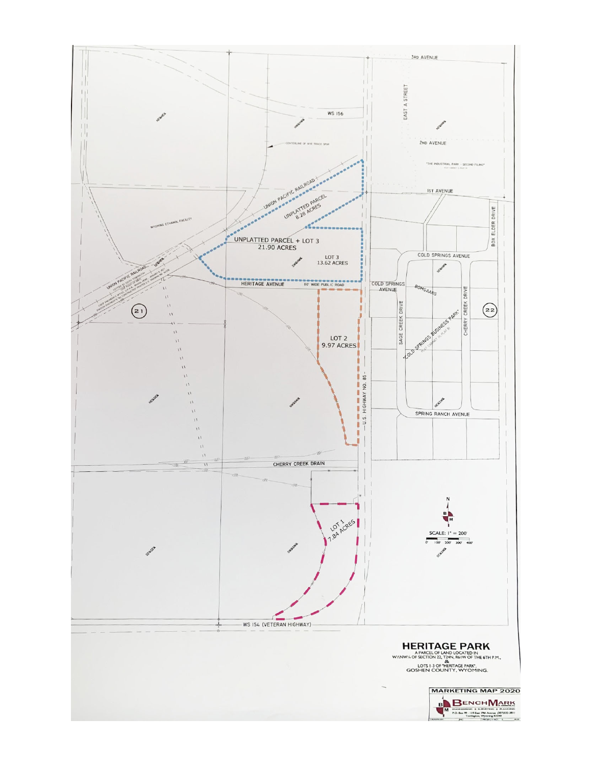3RD AVENUE

EAST A STREET

WS 156

NE¼NE¼

NW¼NW¼

NE¼NW¼

CENTERLINE OF WYE TRACK SPUR

2ND AVENUE

"THE INDUSTRIAL PARK - SECOND FILING"

1ST AVENUE

UNION PACIFIC RAILROAD

UNPLATTED PARCEL
8.28 ACRES

WYOMING ETHANOL FACILITY

BOX ELDER DRIVE

UNPLATTED PARCEL + LOT 3
21.90 ACRES

LOT 3
13.62 ACRES

COLD SPRINGS AVENUE

SW¼NW¼

HERITAGE AVENUE

80' WIDE PUBLIC ROAD

COLD SPRINGS AVENUE

BOMGAARS

UNION PACIFIC RAILROAD

21

22

SAGE CREEK DRIVE

CHERRY CREEK DRIVE

"COLD SPRINGS BUSINESS PARK"

LOT 2
9.97 ACRES

NE¼SE¼

NW¼SW¼

U.S. HIGHWAY NO. 85

NE¼SW¼

SPRING RANCH AVENUE

CHERRY CREEK DRAIN

LOT 1
7.84 ACRES

SCALE: 1" = 200'

0' 100' 200' 300' 400'

SE¼SE¼

SW¼SW¼

SE¼SW¼

WS 154 (VETERAN HIGHWAY)

# HERITAGE PARK

A PARCEL OF LAND LOCATED IN
W½NW¼ OF SECTION 22, T24N, R61W OF THE 6TH P.M.,
&
LOTS 1-3 OF "HERITAGE PARK",
GOSHEN COUNTY, WYOMING.

**MARKETING MAP 2020**

BENCHMARK
ENGINEERING • SURVEYING • PLANNING
P.O. Box 99 · 119 East 19th Avenue (307)532-3811
Torrington, Wyoming 82240